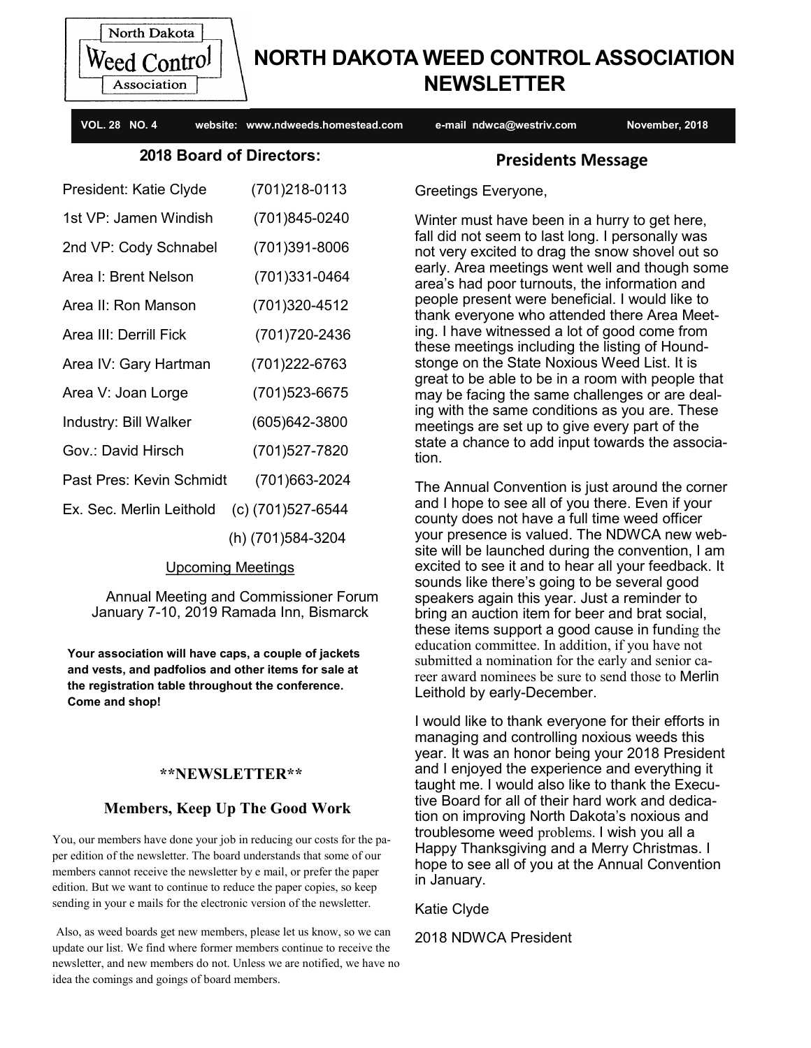# NORTH DAKOTA WEED CONTROL ASSOCIATION NEWSLETTER

**VOL. 28 NO. 4** website: www.ndweeds.homestead.com e-mail ndwca@westriv.com November, 2018

## 2018 Board of Directors:

| | |
|---|---|
| President: Katie Clyde | (701)218-0113 |
| 1st VP: Jamen Windish | (701)845-0240 |
| 2nd VP: Cody Schnabel | (701)391-8006 |
| Area I: Brent Nelson | (701)331-0464 |
| Area II: Ron Manson | (701)320-4512 |
| Area III: Derrill Fick | (701)720-2436 |
| Area IV: Gary Hartman | (701)222-6763 |
| Area V: Joan Lorge | (701)523-6675 |
| Industry: Bill Walker | (605)642-3800 |
| Gov.: David Hirsch | (701)527-7820 |
| Past Pres: Kevin Schmidt | (701)663-2024 |
| Ex. Sec. Merlin Leithold | (c) (701)527-6544 |
| | (h) (701)584-3204 |

### Upcoming Meetings

Annual Meeting and Commissioner Forum
January 7-10, 2019 Ramada Inn, Bismarck

**Your association will have caps, a couple of jackets and vests, and padfolios and other items for sale at the registration table throughout the conference. Come and shop!**

### \*\*NEWSLETTER\*\*

### Members, Keep Up The Good Work

You, our members have done your job in reducing our costs for the paper edition of the newsletter. The board understands that some of our members cannot receive the newsletter by e mail, or prefer the paper edition. But we want to continue to reduce the paper copies, so keep sending in your e mails for the electronic version of the newsletter.

Also, as weed boards get new members, please let us know, so we can update our list. We find where former members continue to receive the newsletter, and new members do not. Unless we are notified, we have no idea the comings and goings of board members.

## Presidents Message

Greetings Everyone,

Winter must have been in a hurry to get here, fall did not seem to last long. I personally was not very excited to drag the snow shovel out so early. Area meetings went well and though some area's had poor turnouts, the information and people present were beneficial. I would like to thank everyone who attended there Area Meeting. I have witnessed a lot of good come from these meetings including the listing of Houndstonge on the State Noxious Weed List. It is great to be able to be in a room with people that may be facing the same challenges or are dealing with the same conditions as you are. These meetings are set up to give every part of the state a chance to add input towards the association.

The Annual Convention is just around the corner and I hope to see all of you there. Even if your county does not have a full time weed officer your presence is valued. The NDWCA new website will be launched during the convention, I am excited to see it and to hear all your feedback. It sounds like there's going to be several good speakers again this year. Just a reminder to bring an auction item for beer and brat social, these items support a good cause in funding the education committee. In addition, if you have not submitted a nomination for the early and senior career award nominees be sure to send those to Merlin Leithold by early-December.

I would like to thank everyone for their efforts in managing and controlling noxious weeds this year. It was an honor being your 2018 President and I enjoyed the experience and everything it taught me. I would also like to thank the Executive Board for all of their hard work and dedication on improving North Dakota's noxious and troublesome weed problems. I wish you all a Happy Thanksgiving and a Merry Christmas. I hope to see all of you at the Annual Convention in January.

Katie Clyde

2018 NDWCA President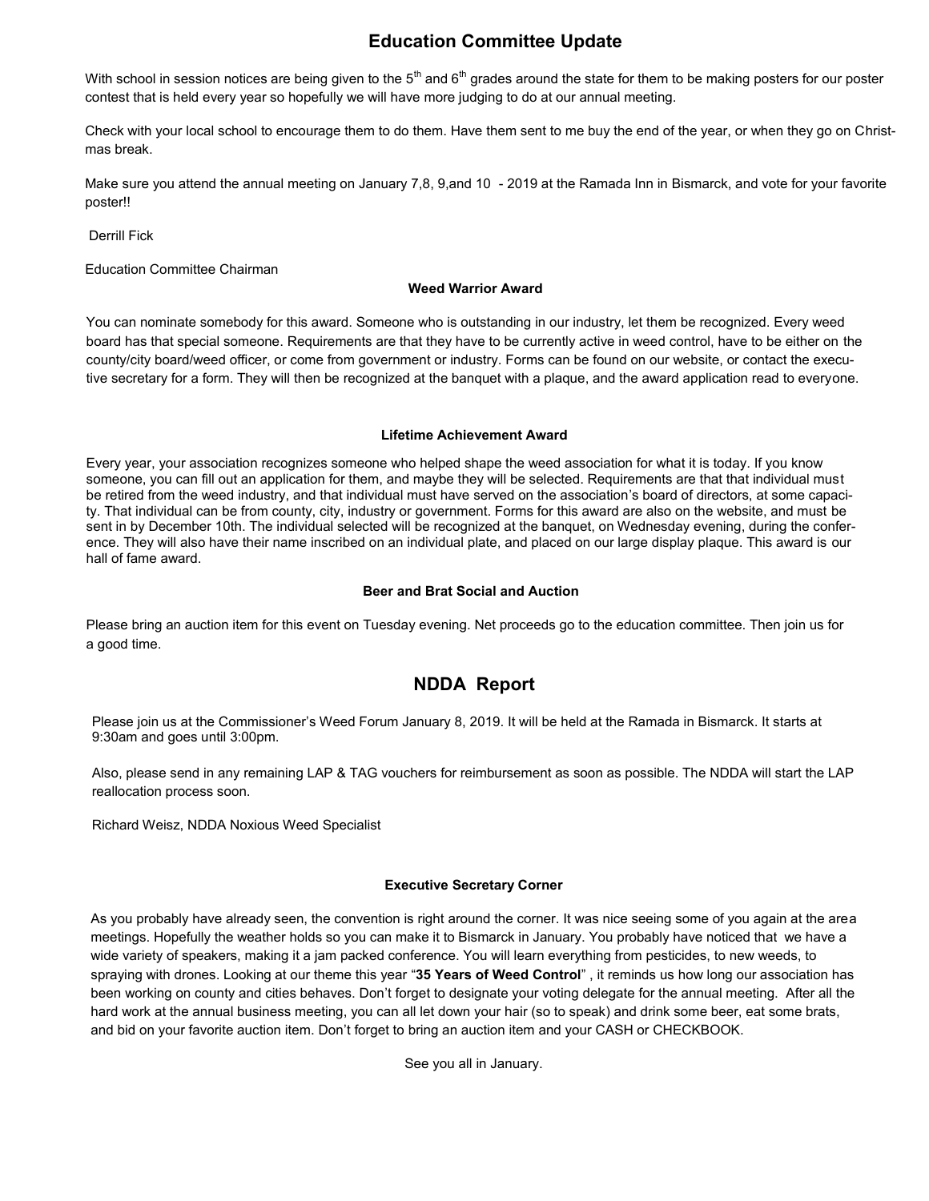## Education Committee Update

With school in session notices are being given to the 5th and 6th grades around the state for them to be making posters for our poster contest that is held every year so hopefully we will have more judging to do at our annual meeting.

Check with your local school to encourage them to do them. Have them sent to me buy the end of the year, or when they go on Christmas break.

Make sure you attend the annual meeting on January 7,8, 9,and 10 - 2019 at the Ramada Inn in Bismarck, and vote for your favorite poster!!

Derrill Fick

Education Committee Chairman

### Weed Warrior Award

You can nominate somebody for this award. Someone who is outstanding in our industry, let them be recognized. Every weed board has that special someone. Requirements are that they have to be currently active in weed control, have to be either on the county/city board/weed officer, or come from government or industry. Forms can be found on our website, or contact the executive secretary for a form. They will then be recognized at the banquet with a plaque, and the award application read to everyone.

### Lifetime Achievement Award

Every year, your association recognizes someone who helped shape the weed association for what it is today. If you know someone, you can fill out an application for them, and maybe they will be selected. Requirements are that that individual must be retired from the weed industry, and that individual must have served on the association's board of directors, at some capacity. That individual can be from county, city, industry or government. Forms for this award are also on the website, and must be sent in by December 10th. The individual selected will be recognized at the banquet, on Wednesday evening, during the conference. They will also have their name inscribed on an individual plate, and placed on our large display plaque. This award is our hall of fame award.

### Beer and Brat Social and Auction

Please bring an auction item for this event on Tuesday evening. Net proceeds go to the education committee. Then join us for a good time.

## NDDA Report

Please join us at the Commissioner's Weed Forum January 8, 2019. It will be held at the Ramada in Bismarck. It starts at 9:30am and goes until 3:00pm.

Also, please send in any remaining LAP & TAG vouchers for reimbursement as soon as possible. The NDDA will start the LAP reallocation process soon.

Richard Weisz, NDDA Noxious Weed Specialist

### Executive Secretary Corner

As you probably have already seen, the convention is right around the corner. It was nice seeing some of you again at the area meetings. Hopefully the weather holds so you can make it to Bismarck in January. You probably have noticed that we have a wide variety of speakers, making it a jam packed conference. You will learn everything from pesticides, to new weeds, to spraying with drones. Looking at our theme this year "**35 Years of Weed Control**" , it reminds us how long our association has been working on county and cities behaves. Don't forget to designate your voting delegate for the annual meeting. After all the hard work at the annual business meeting, you can all let down your hair (so to speak) and drink some beer, eat some brats, and bid on your favorite auction item. Don't forget to bring an auction item and your CASH or CHECKBOOK.

See you all in January.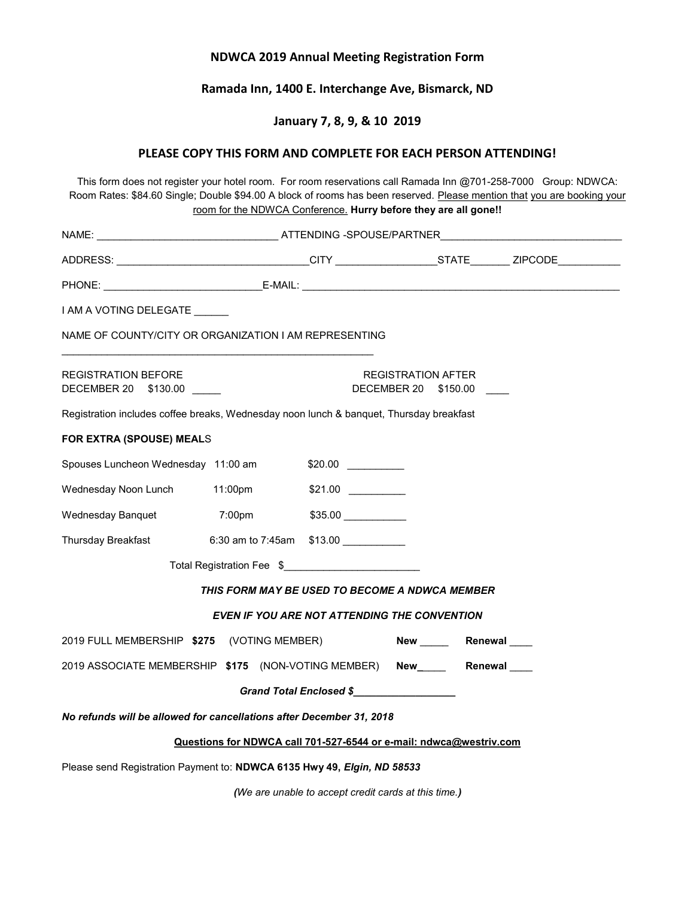## NDWCA 2019 Annual Meeting Registration Form

## Ramada Inn, 1400 E. Interchange Ave, Bismarck, ND

## January 7, 8, 9, & 10 2019

### PLEASE COPY THIS FORM AND COMPLETE FOR EACH PERSON ATTENDING!

This form does not register your hotel room. For room reservations call Ramada Inn @701-258-7000 Group: NDWCA: Room Rates: $84.60 Single; Double $94.00 A block of rooms has been reserved. Please mention that you are booking your room for the NDWCA Conference. **Hurry before they are all gone!!**

NAME: _______________________________ ATTENDING -SPOUSE/PARTNER_______________________________

ADDRESS: _________________________________CITY _________________STATE_______ ZIPCODE___________

PHONE: ___________________________E-MAIL: ________________________________________________________

I AM A VOTING DELEGATE ______

NAME OF COUNTY/CITY OR ORGANIZATION I AM REPRESENTING

_______________________________________________________

REGISTRATION BEFORE DECEMBER 20 $130.00 _____

REGISTRATION AFTER DECEMBER 20 $150.00 ____

Registration includes coffee breaks, Wednesday noon lunch & banquet, Thursday breakfast

**FOR EXTRA (SPOUSE) MEALS**

| | | | |
|---|---|---|---|
| Spouses Luncheon Wednesday | 11:00 am | $20.00 | __________ |
| Wednesday Noon Lunch | 11:00pm | $21.00 | __________ |
| Wednesday Banquet | 7:00pm | $35.00 | ___________ |
| Thursday Breakfast | 6:30 am to 7:45am | $13.00 | ___________ |

Total Registration Fee $_______________________

***THIS FORM MAY BE USED TO BECOME A NDWCA MEMBER***

***EVEN IF YOU ARE NOT ATTENDING THE CONVENTION***

2019 FULL MEMBERSHIP **$275** (VOTING MEMBER) **New** _____ **Renewal** ____

2019 ASSOCIATE MEMBERSHIP **$175** (NON-VOTING MEMBER) **New**_____ **Renewal** ____

***Grand Total Enclosed $_________________***

***No refunds will be allowed for cancellations after December 31, 2018***

**Questions for NDWCA call 701-527-6544 or e-mail: ndwca@westriv.com**

Please send Registration Payment to: **NDWCA 6135 Hwy 49, *Elgin, ND 58533***

***(We are unable to accept credit cards at this time.)***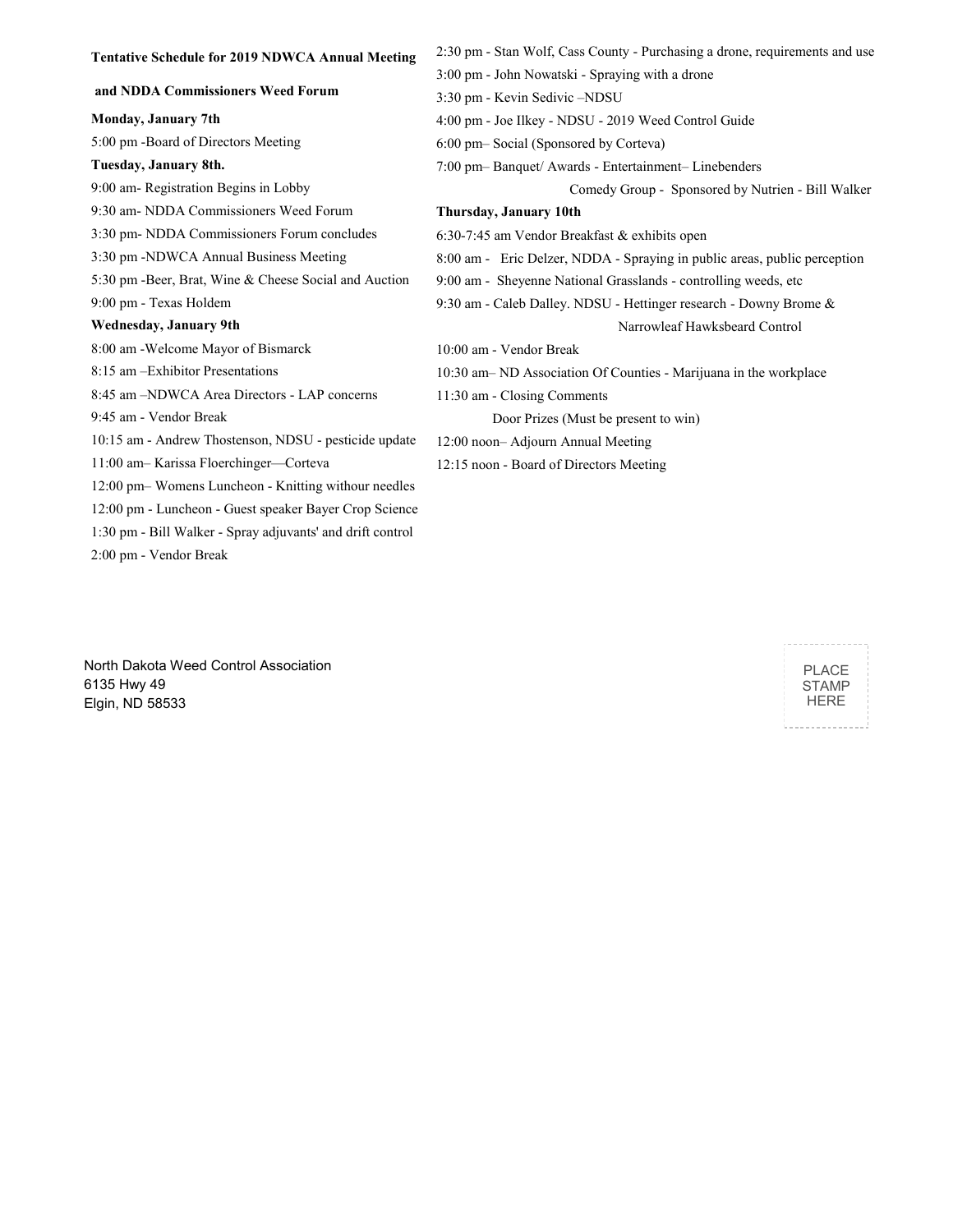**Tentative Schedule for 2019 NDWCA Annual Meeting**

**and NDDA Commissioners Weed Forum**

**Monday, January 7th**

5:00 pm -Board of Directors Meeting

**Tuesday, January 8th.**

9:00 am- Registration Begins in Lobby

9:30 am- NDDA Commissioners Weed Forum

3:30 pm- NDDA Commissioners Forum concludes

3:30 pm -NDWCA Annual Business Meeting

5:30 pm -Beer, Brat, Wine & Cheese Social and Auction

9:00 pm - Texas Holdem

**Wednesday, January 9th**

8:00 am -Welcome Mayor of Bismarck

8:15 am –Exhibitor Presentations

8:45 am –NDWCA Area Directors - LAP concerns

9:45 am - Vendor Break

10:15 am - Andrew Thostenson, NDSU - pesticide update

11:00 am– Karissa Floerchinger—Corteva

12:00 pm– Womens Luncheon - Knitting withour needles

12:00 pm - Luncheon - Guest speaker Bayer Crop Science

1:30 pm - Bill Walker - Spray adjuvants' and drift control

2:00 pm - Vendor Break

2:30 pm - Stan Wolf, Cass County - Purchasing a drone, requirements and use

3:00 pm - John Nowatski - Spraying with a drone

3:30 pm - Kevin Sedivic –NDSU

4:00 pm - Joe Ilkey - NDSU - 2019 Weed Control Guide

6:00 pm– Social (Sponsored by Corteva)

7:00 pm– Banquet/ Awards - Entertainment– Linebenders Comedy Group - Sponsored by Nutrien - Bill Walker

**Thursday, January 10th**

6:30-7:45 am Vendor Breakfast & exhibits open

8:00 am - Eric Delzer, NDDA - Spraying in public areas, public perception

9:00 am - Sheyenne National Grasslands - controlling weeds, etc

9:30 am - Caleb Dalley. NDSU - Hettinger research - Downy Brome & Narrowleaf Hawksbeard Control

10:00 am - Vendor Break

10:30 am– ND Association Of Counties - Marijuana in the workplace

11:30 am - Closing Comments

Door Prizes (Must be present to win)

12:00 noon– Adjourn Annual Meeting

12:15 noon - Board of Directors Meeting

North Dakota Weed Control Association
6135 Hwy 49
Elgin, ND 58533

PLACE STAMP HERE